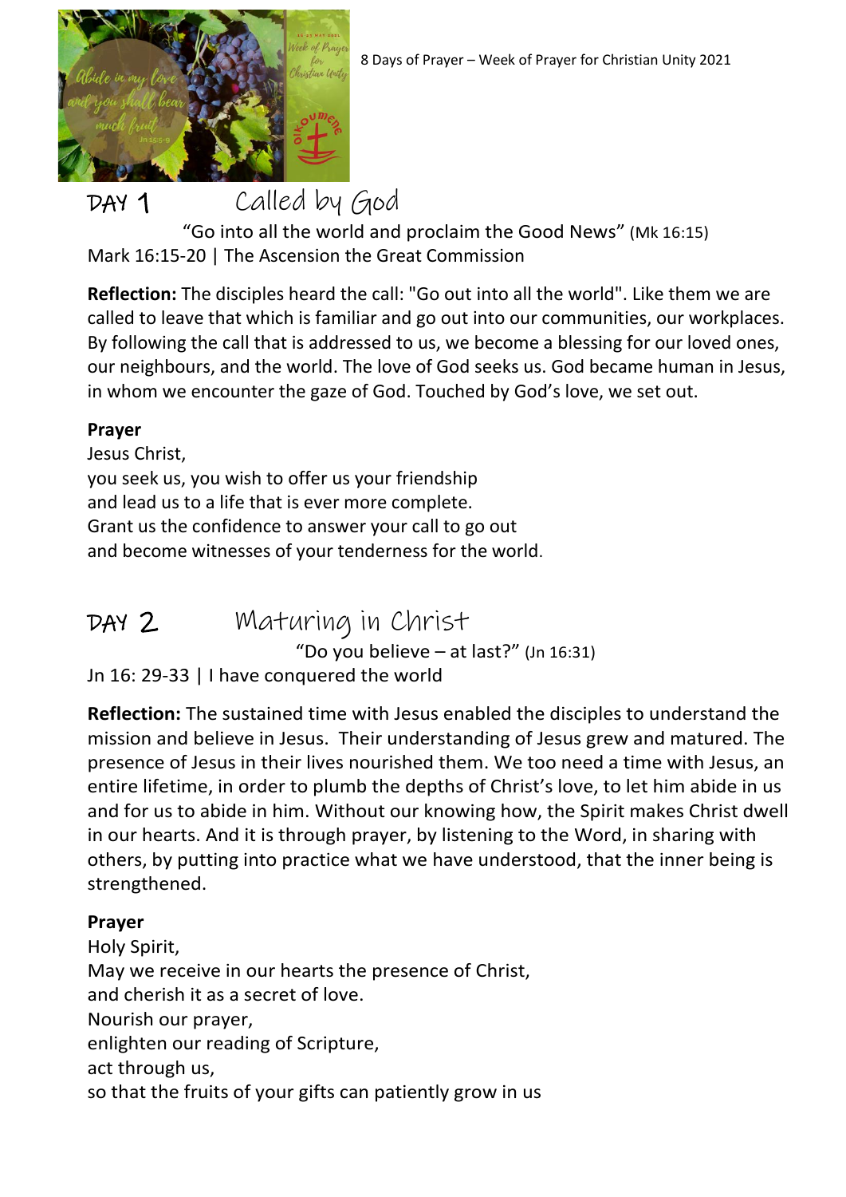8 Days of Prayer – Week of Prayer for Christian Unity 2021

## DAY 1 Called by God

"Go into all the world and proclaim the Good News" (Mk 16:15)

Mark 16:15-20 | The Ascension the Great Commission

**Reflection:** The disciples heard the call: "Go out into all the world". Like them we are called to leave that which is familiar and go out into our communities, our workplaces. By following the call that is addressed to us, we become a blessing for our loved ones, our neighbours, and the world. The love of God seeks us. God became human in Jesus, in whom we encounter the gaze of God. Touched by God's love, we set out.

**Prayer**

Jesus Christ,
you seek us, you wish to offer us your friendship
and lead us to a life that is ever more complete.
Grant us the confidence to answer your call to go out
and become witnesses of your tenderness for the world.

## DAY 2 Maturing in Christ

"Do you believe – at last?" (Jn 16:31)

Jn 16: 29-33 | I have conquered the world

**Reflection:** The sustained time with Jesus enabled the disciples to understand the mission and believe in Jesus. Their understanding of Jesus grew and matured. The presence of Jesus in their lives nourished them. We too need a time with Jesus, an entire lifetime, in order to plumb the depths of Christ's love, to let him abide in us and for us to abide in him. Without our knowing how, the Spirit makes Christ dwell in our hearts. And it is through prayer, by listening to the Word, in sharing with others, by putting into practice what we have understood, that the inner being is strengthened.

**Prayer**

Holy Spirit,
May we receive in our hearts the presence of Christ,
and cherish it as a secret of love.
Nourish our prayer,
enlighten our reading of Scripture,
act through us,
so that the fruits of your gifts can patiently grow in us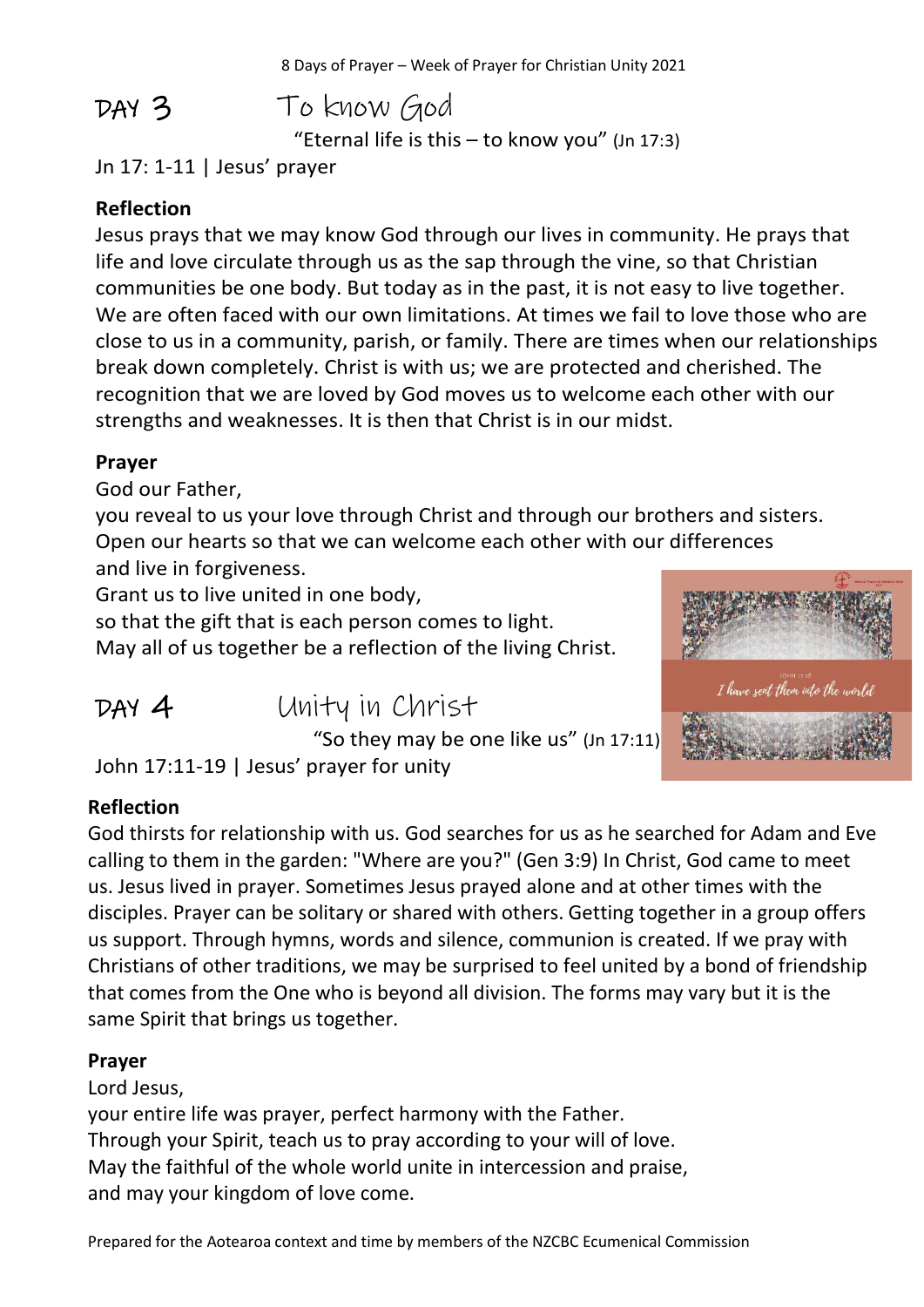## DAY 3 To know God

"Eternal life is this – to know you" (Jn 17:3)

Jn 17: 1-11 | Jesus' prayer

**Reflection**

Jesus prays that we may know God through our lives in community. He prays that life and love circulate through us as the sap through the vine, so that Christian communities be one body. But today as in the past, it is not easy to live together. We are often faced with our own limitations. At times we fail to love those who are close to us in a community, parish, or family. There are times when our relationships break down completely. Christ is with us; we are protected and cherished. The recognition that we are loved by God moves us to welcome each other with our strengths and weaknesses. It is then that Christ is in our midst.

**Prayer**

God our Father,
you reveal to us your love through Christ and through our brothers and sisters.
Open our hearts so that we can welcome each other with our differences
and live in forgiveness.
Grant us to live united in one body,
so that the gift that is each person comes to light.
May all of us together be a reflection of the living Christ.

## DAY 4 Unity in Christ

"So they may be one like us" (Jn 17:11)

John 17:11-19 | Jesus' prayer for unity

**Reflection**

God thirsts for relationship with us. God searches for us as he searched for Adam and Eve calling to them in the garden: "Where are you?" (Gen 3:9) In Christ, God came to meet us. Jesus lived in prayer. Sometimes Jesus prayed alone and at other times with the disciples. Prayer can be solitary or shared with others. Getting together in a group offers us support. Through hymns, words and silence, communion is created. If we pray with Christians of other traditions, we may be surprised to feel united by a bond of friendship that comes from the One who is beyond all division. The forms may vary but it is the same Spirit that brings us together.

**Prayer**

Lord Jesus,
your entire life was prayer, perfect harmony with the Father.
Through your Spirit, teach us to pray according to your will of love.
May the faithful of the whole world unite in intercession and praise,
and may your kingdom of love come.

Prepared for the Aotearoa context and time by members of the NZCBC Ecumenical Commission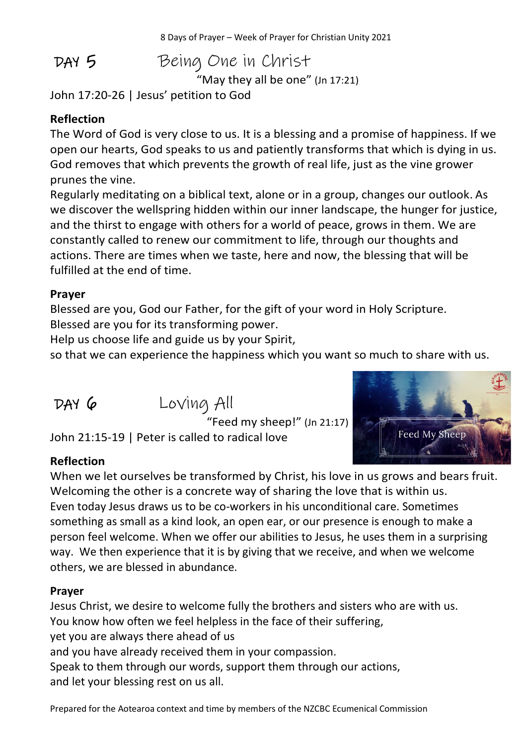## DAY 5 Being One in Christ

"May they all be one" (Jn 17:21)

John 17:20-26 | Jesus' petition to God

**Reflection**

The Word of God is very close to us. It is a blessing and a promise of happiness. If we open our hearts, God speaks to us and patiently transforms that which is dying in us. God removes that which prevents the growth of real life, just as the vine grower prunes the vine.

Regularly meditating on a biblical text, alone or in a group, changes our outlook. As we discover the wellspring hidden within our inner landscape, the hunger for justice, and the thirst to engage with others for a world of peace, grows in them. We are constantly called to renew our commitment to life, through our thoughts and actions. There are times when we taste, here and now, the blessing that will be fulfilled at the end of time.

**Prayer**

Blessed are you, God our Father, for the gift of your word in Holy Scripture.
Blessed are you for its transforming power.
Help us choose life and guide us by your Spirit,
so that we can experience the happiness which you want so much to share with us.

## DAY 6 Loving All

"Feed my sheep!" (Jn 21:17)

John 21:15-19 | Peter is called to radical love

**Reflection**

When we let ourselves be transformed by Christ, his love in us grows and bears fruit. Welcoming the other is a concrete way of sharing the love that is within us. Even today Jesus draws us to be co-workers in his unconditional care. Sometimes something as small as a kind look, an open ear, or our presence is enough to make a person feel welcome. When we offer our abilities to Jesus, he uses them in a surprising way. We then experience that it is by giving that we receive, and when we welcome others, we are blessed in abundance.

**Prayer**

Jesus Christ, we desire to welcome fully the brothers and sisters who are with us.
You know how often we feel helpless in the face of their suffering,
yet you are always there ahead of us
and you have already received them in your compassion.
Speak to them through our words, support them through our actions,
and let your blessing rest on us all.

Prepared for the Aotearoa context and time by members of the NZCBC Ecumenical Commission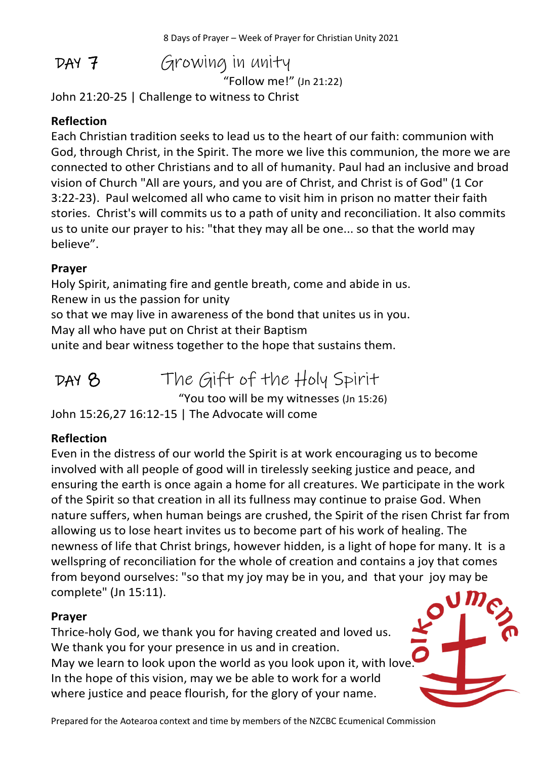## DAY 7 Growing in unity

"Follow me!" (Jn 21:22)

John 21:20-25 | Challenge to witness to Christ

**Reflection**

Each Christian tradition seeks to lead us to the heart of our faith: communion with God, through Christ, in the Spirit. The more we live this communion, the more we are connected to other Christians and to all of humanity. Paul had an inclusive and broad vision of Church "All are yours, and you are of Christ, and Christ is of God" (1 Cor 3:22-23). Paul welcomed all who came to visit him in prison no matter their faith stories. Christ's will commits us to a path of unity and reconciliation. It also commits us to unite our prayer to his: "that they may all be one... so that the world may believe".

**Prayer**

Holy Spirit, animating fire and gentle breath, come and abide in us.
Renew in us the passion for unity
so that we may live in awareness of the bond that unites us in you.
May all who have put on Christ at their Baptism
unite and bear witness together to the hope that sustains them.

## DAY 8 The Gift of the Holy Spirit

"You too will be my witnesses (Jn 15:26)

John 15:26,27 16:12-15 | The Advocate will come

**Reflection**

Even in the distress of our world the Spirit is at work encouraging us to become involved with all people of good will in tirelessly seeking justice and peace, and ensuring the earth is once again a home for all creatures. We participate in the work of the Spirit so that creation in all its fullness may continue to praise God. When nature suffers, when human beings are crushed, the Spirit of the risen Christ far from allowing us to lose heart invites us to become part of his work of healing. The newness of life that Christ brings, however hidden, is a light of hope for many. It is a wellspring of reconciliation for the whole of creation and contains a joy that comes from beyond ourselves: "so that my joy may be in you, and that your joy may be complete" (Jn 15:11).

**Prayer**

Thrice-holy God, we thank you for having created and loved us.
We thank you for your presence in us and in creation.
May we learn to look upon the world as you look upon it, with love.
In the hope of this vision, may we be able to work for a world
where justice and peace flourish, for the glory of your name.

Prepared for the Aotearoa context and time by members of the NZCBC Ecumenical Commission